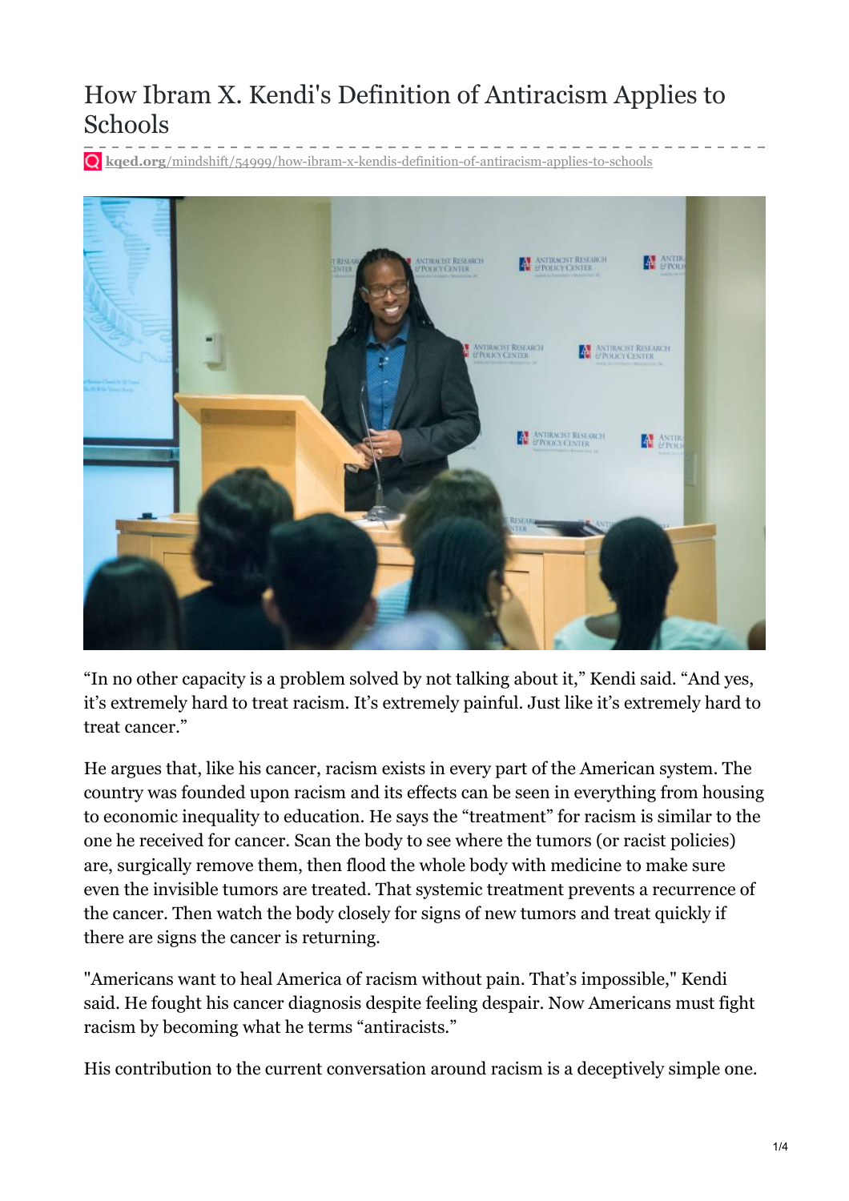# How Ibram X. Kendi's Definition of Antiracism Applies to Schools

**kqed.org**/mindshift/54999/how-ibram-x-kendis-definition-of-antiracism-applies-to-schools

"In no other capacity is a problem solved by not talking about it," Kendi said. "And yes, it's extremely hard to treat racism. It's extremely painful. Just like it's extremely hard to treat cancer."

He argues that, like his cancer, racism exists in every part of the American system. The country was founded upon racism and its effects can be seen in everything from housing to economic inequality to education. He says the "treatment" for racism is similar to the one he received for cancer. Scan the body to see where the tumors (or racist policies) are, surgically remove them, then flood the whole body with medicine to make sure even the invisible tumors are treated. That systemic treatment prevents a recurrence of the cancer. Then watch the body closely for signs of new tumors and treat quickly if there are signs the cancer is returning.

"Americans want to heal America of racism without pain. That's impossible," Kendi said. He fought his cancer diagnosis despite feeling despair. Now Americans must fight racism by becoming what he terms "antiracists."

His contribution to the current conversation around racism is a deceptively simple one.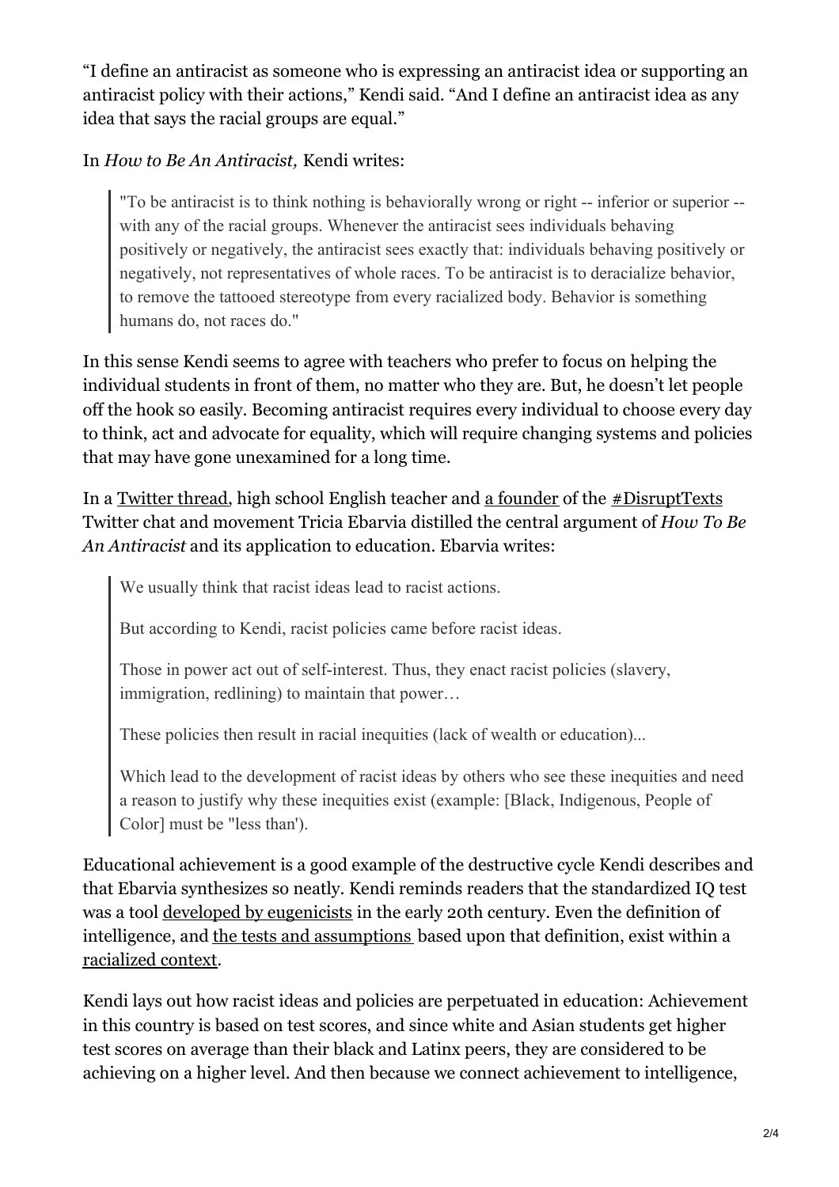"I define an antiracist as someone who is expressing an antiracist idea or supporting an antiracist policy with their actions," Kendi said. "And I define an antiracist idea as any idea that says the racial groups are equal."

In *How to Be An Antiracist,* Kendi writes:

> "To be antiracist is to think nothing is behaviorally wrong or right -- inferior or superior -- with any of the racial groups. Whenever the antiracist sees individuals behaving positively or negatively, the antiracist sees exactly that: individuals behaving positively or negatively, not representatives of whole races. To be antiracist is to deracialize behavior, to remove the tattooed stereotype from every racialized body. Behavior is something humans do, not races do."

In this sense Kendi seems to agree with teachers who prefer to focus on helping the individual students in front of them, no matter who they are. But, he doesn't let people off the hook so easily. Becoming antiracist requires every individual to choose every day to think, act and advocate for equality, which will require changing systems and policies that may have gone unexamined for a long time.

In a Twitter thread, high school English teacher and a founder of the #DisruptTexts Twitter chat and movement Tricia Ebarvia distilled the central argument of *How To Be An Antiracist* and its application to education. Ebarvia writes:

> We usually think that racist ideas lead to racist actions.
>
> But according to Kendi, racist policies came before racist ideas.
>
> Those in power act out of self-interest. Thus, they enact racist policies (slavery, immigration, redlining) to maintain that power…
>
> These policies then result in racial inequities (lack of wealth or education)...
>
> Which lead to the development of racist ideas by others who see these inequities and need a reason to justify why these inequities exist (example: [Black, Indigenous, People of Color] must be "less than').

Educational achievement is a good example of the destructive cycle Kendi describes and that Ebarvia synthesizes so neatly. Kendi reminds readers that the standardized IQ test was a tool developed by eugenicists in the early 20th century. Even the definition of intelligence, and the tests and assumptions based upon that definition, exist within a racialized context.

Kendi lays out how racist ideas and policies are perpetuated in education: Achievement in this country is based on test scores, and since white and Asian students get higher test scores on average than their black and Latinx peers, they are considered to be achieving on a higher level. And then because we connect achievement to intelligence,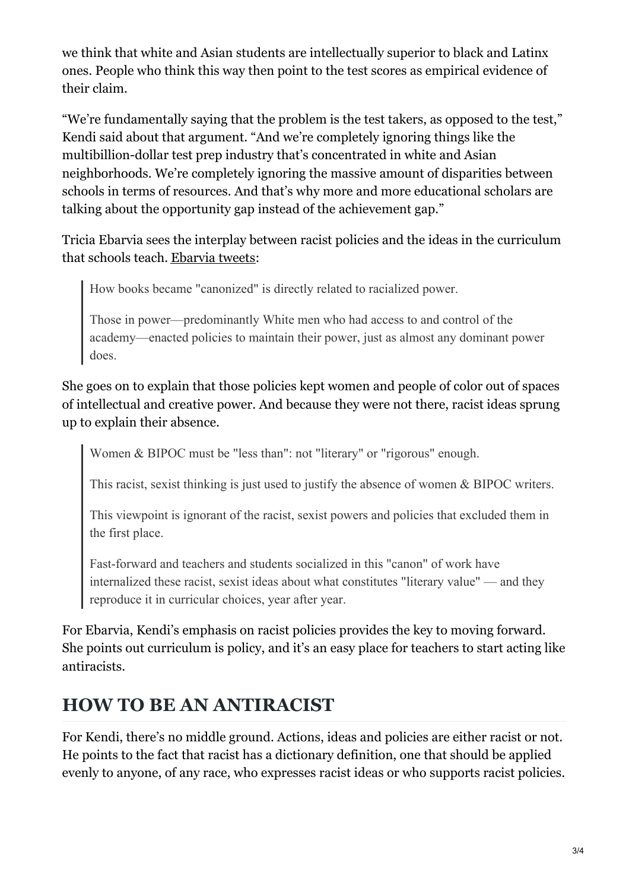we think that white and Asian students are intellectually superior to black and Latinx ones. People who think this way then point to the test scores as empirical evidence of their claim.

"We're fundamentally saying that the problem is the test takers, as opposed to the test," Kendi said about that argument. "And we're completely ignoring things like the multibillion-dollar test prep industry that's concentrated in white and Asian neighborhoods. We're completely ignoring the massive amount of disparities between schools in terms of resources. And that's why more and more educational scholars are talking about the opportunity gap instead of the achievement gap."

Tricia Ebarvia sees the interplay between racist policies and the ideas in the curriculum that schools teach. Ebarvia tweets:

> How books became "canonized" is directly related to racialized power.
>
> Those in power—predominantly White men who had access to and control of the academy—enacted policies to maintain their power, just as almost any dominant power does.

She goes on to explain that those policies kept women and people of color out of spaces of intellectual and creative power. And because they were not there, racist ideas sprung up to explain their absence.

> Women & BIPOC must be "less than": not "literary" or "rigorous" enough.
>
> This racist, sexist thinking is just used to justify the absence of women & BIPOC writers.
>
> This viewpoint is ignorant of the racist, sexist powers and policies that excluded them in the first place.
>
> Fast-forward and teachers and students socialized in this "canon" of work have internalized these racist, sexist ideas about what constitutes "literary value" — and they reproduce it in curricular choices, year after year.

For Ebarvia, Kendi's emphasis on racist policies provides the key to moving forward. She points out curriculum is policy, and it's an easy place for teachers to start acting like antiracists.

## HOW TO BE AN ANTIRACIST

For Kendi, there's no middle ground. Actions, ideas and policies are either racist or not. He points to the fact that racist has a dictionary definition, one that should be applied evenly to anyone, of any race, who expresses racist ideas or who supports racist policies.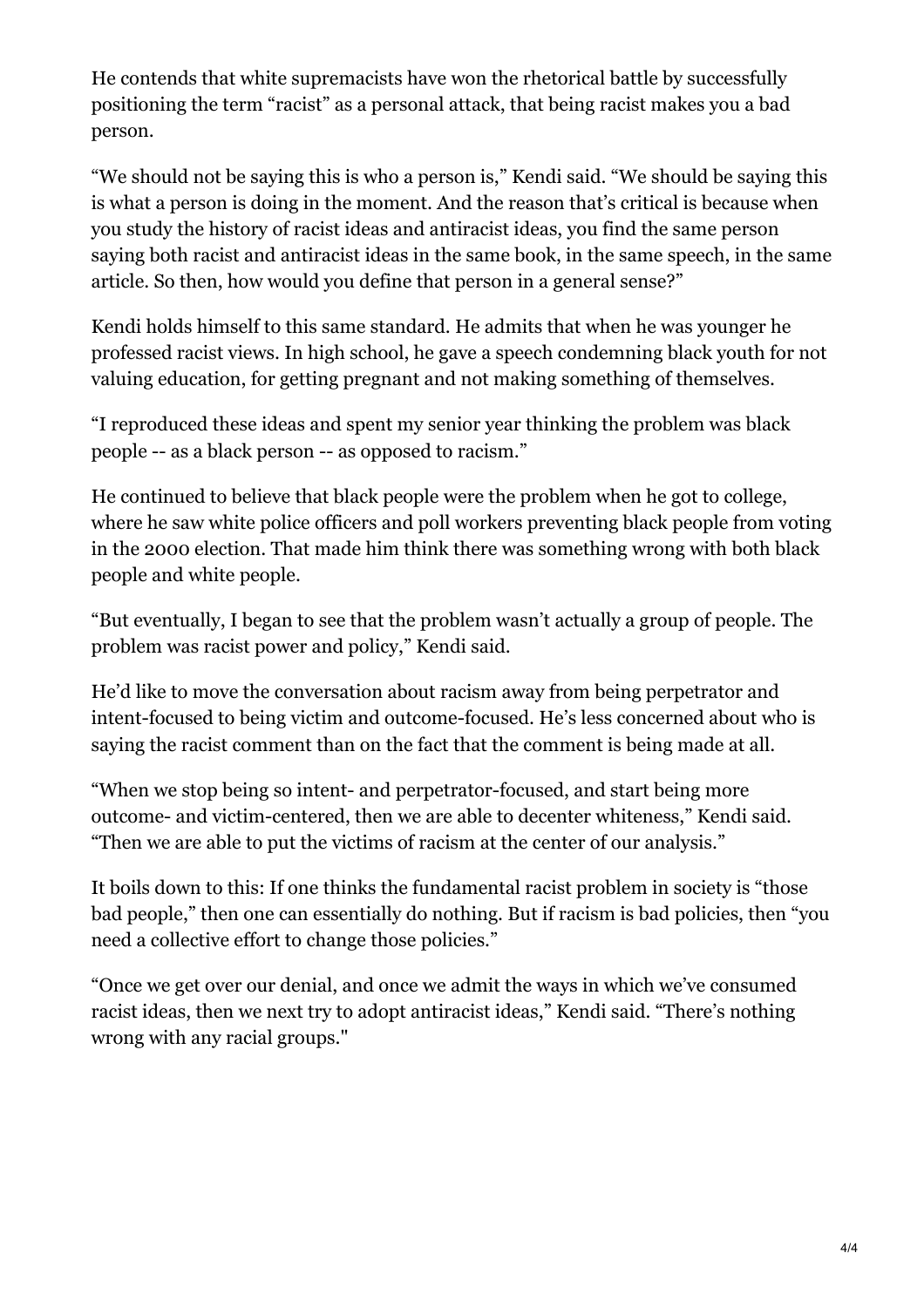He contends that white supremacists have won the rhetorical battle by successfully positioning the term “racist” as a personal attack, that being racist makes you a bad person.

“We should not be saying this is who a person is,” Kendi said. “We should be saying this is what a person is doing in the moment. And the reason that’s critical is because when you study the history of racist ideas and antiracist ideas, you find the same person saying both racist and antiracist ideas in the same book, in the same speech, in the same article. So then, how would you define that person in a general sense?”

Kendi holds himself to this same standard. He admits that when he was younger he professed racist views. In high school, he gave a speech condemning black youth for not valuing education, for getting pregnant and not making something of themselves.

“I reproduced these ideas and spent my senior year thinking the problem was black people -- as a black person -- as opposed to racism.”

He continued to believe that black people were the problem when he got to college, where he saw white police officers and poll workers preventing black people from voting in the 2000 election. That made him think there was something wrong with both black people and white people.

“But eventually, I began to see that the problem wasn’t actually a group of people. The problem was racist power and policy,” Kendi said.

He’d like to move the conversation about racism away from being perpetrator and intent-focused to being victim and outcome-focused. He’s less concerned about who is saying the racist comment than on the fact that the comment is being made at all.

“When we stop being so intent- and perpetrator-focused, and start being more outcome- and victim-centered, then we are able to decenter whiteness,” Kendi said. “Then we are able to put the victims of racism at the center of our analysis.”

It boils down to this: If one thinks the fundamental racist problem in society is “those bad people,” then one can essentially do nothing. But if racism is bad policies, then “you need a collective effort to change those policies.”

“Once we get over our denial, and once we admit the ways in which we’ve consumed racist ideas, then we next try to adopt antiracist ideas,” Kendi said. “There’s nothing wrong with any racial groups."